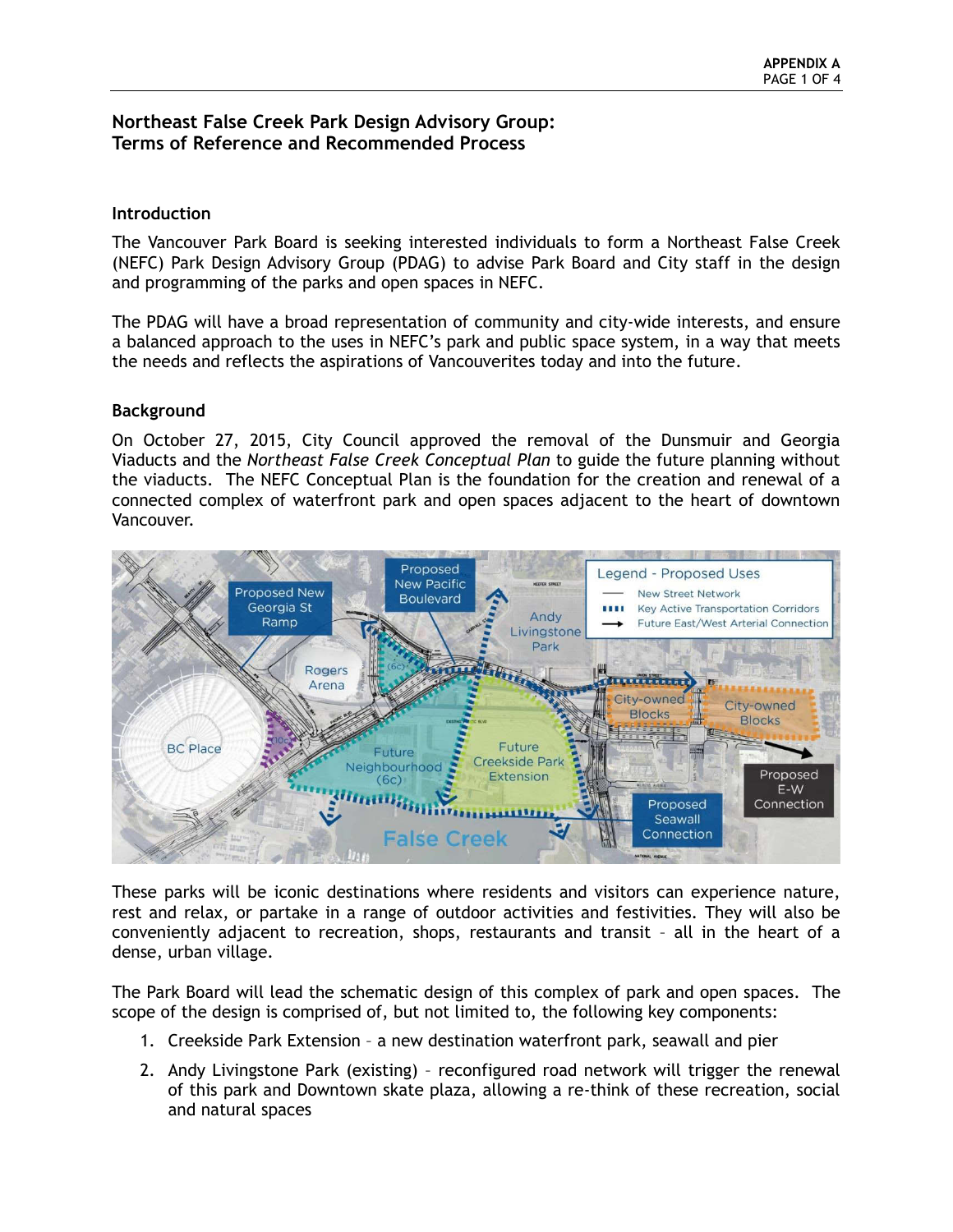# Northeast False Creek Park Design Advisory Group: Terms of Reference and Recommended Process

## Introduction

The Vancouver Park Board is seeking interested individuals to form a Northeast False Creek (NEFC) Park Design Advisory Group (PDAG) to advise Park Board and City staff in the design and programming of the parks and open spaces in NEFC.

The PDAG will have a broad representation of community and city-wide interests, and ensure a balanced approach to the uses in NEFC's park and public space system, in a way that meets the needs and reflects the aspirations of Vancouverites today and into the future.

## Background

On October 27, 2015, City Council approved the removal of the Dunsmuir and Georgia Viaducts and the *Northeast False Creek Conceptual Plan* to guide the future planning without the viaducts. The NEFC Conceptual Plan is the foundation for the creation and renewal of a connected complex of waterfront park and open spaces adjacent to the heart of downtown Vancouver.

These parks will be iconic destinations where residents and visitors can experience nature, rest and relax, or partake in a range of outdoor activities and festivities. They will also be conveniently adjacent to recreation, shops, restaurants and transit – all in the heart of a dense, urban village.

The Park Board will lead the schematic design of this complex of park and open spaces. The scope of the design is comprised of, but not limited to, the following key components:

1. Creekside Park Extension – a new destination waterfront park, seawall and pier
2. Andy Livingstone Park (existing) – reconfigured road network will trigger the renewal of this park and Downtown skate plaza, allowing a re-think of these recreation, social and natural spaces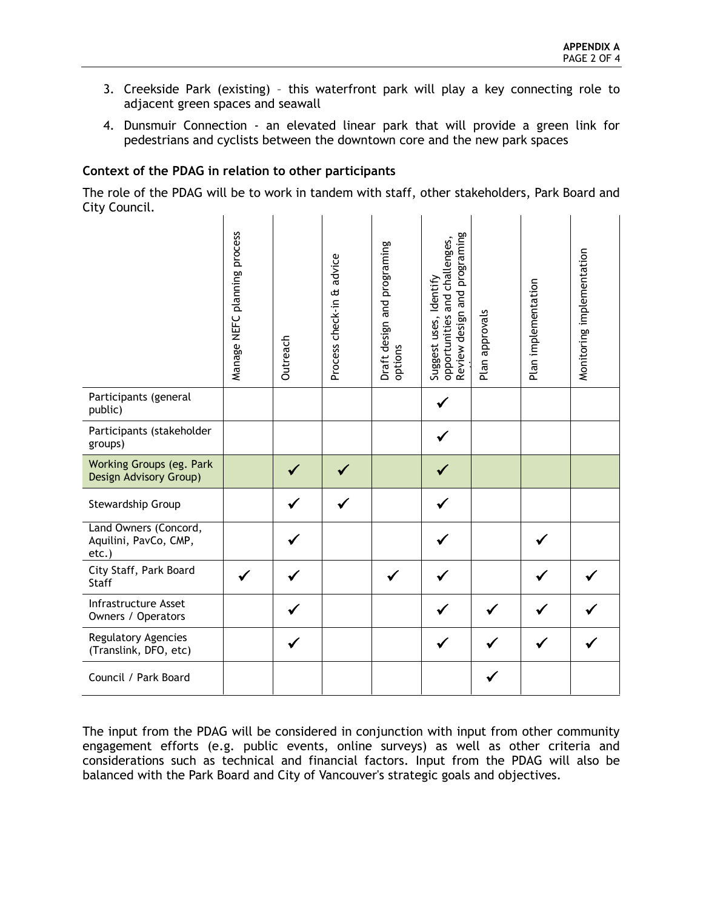3. Creekside Park (existing) – this waterfront park will play a key connecting role to adjacent green spaces and seawall

4. Dunsmuir Connection - an elevated linear park that will provide a green link for pedestrians and cyclists between the downtown core and the new park spaces

**Context of the PDAG in relation to other participants**

The role of the PDAG will be to work in tandem with staff, other stakeholders, Park Board and City Council.

| | Manage NEFC planning process | Outreach | Process check-in & advice | Draft design and programing options | Suggest uses, Identify opportunities and challenges, Review design and programing | Plan approvals | Plan implementation | Monitoring implementation |
|---|---|---|---|---|---|---|---|---|
| Participants (general public) | | | | | ✓ | | | |
| Participants (stakeholder groups) | | | | | ✓ | | | |
| Working Groups (eg. Park Design Advisory Group) | | ✓ | ✓ | | ✓ | | | |
| Stewardship Group | | ✓ | ✓ | | ✓ | | | |
| Land Owners (Concord, Aquilini, PavCo, CMP, etc.) | | ✓ | | | ✓ | | ✓ | |
| City Staff, Park Board Staff | ✓ | ✓ | | ✓ | ✓ | | ✓ | ✓ |
| Infrastructure Asset Owners / Operators | | ✓ | | | ✓ | ✓ | ✓ | ✓ |
| Regulatory Agencies (Translink, DFO, etc) | | ✓ | | | ✓ | ✓ | ✓ | ✓ |
| Council / Park Board | | | | | | ✓ | | |

The input from the PDAG will be considered in conjunction with input from other community engagement efforts (e.g. public events, online surveys) as well as other criteria and considerations such as technical and financial factors. Input from the PDAG will also be balanced with the Park Board and City of Vancouver's strategic goals and objectives.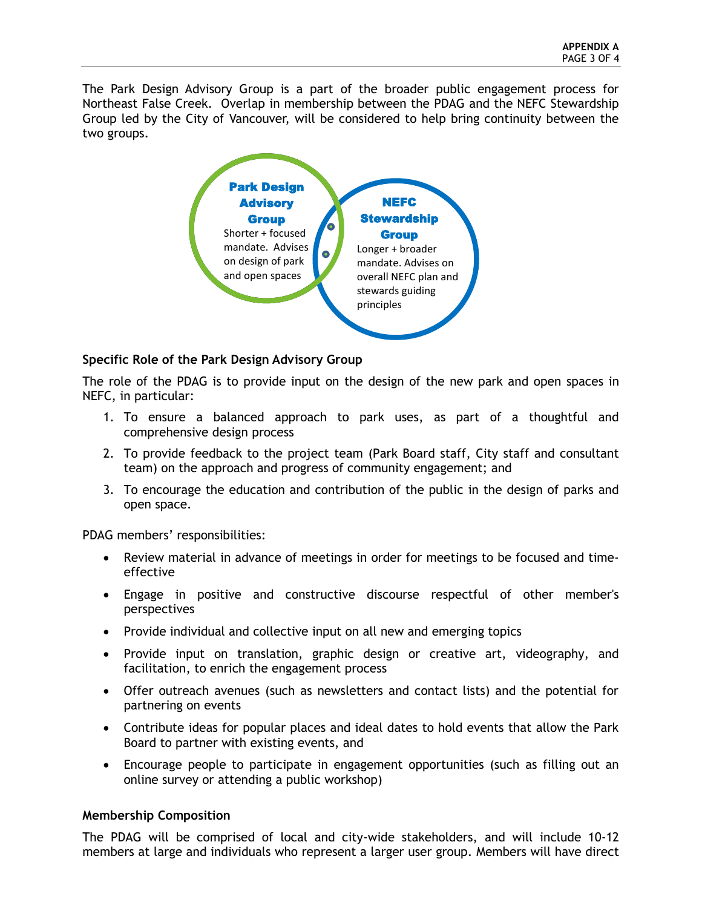The Park Design Advisory Group is a part of the broader public engagement process for Northeast False Creek. Overlap in membership between the PDAG and the NEFC Stewardship Group led by the City of Vancouver, will be considered to help bring continuity between the two groups.

**Park Design Advisory Group**
Shorter + focused mandate. Advises on design of park and open spaces

**NEFC Stewardship Group**
Longer + broader mandate. Advises on overall NEFC plan and stewards guiding principles

**Specific Role of the Park Design Advisory Group**

The role of the PDAG is to provide input on the design of the new park and open spaces in NEFC, in particular:

1. To ensure a balanced approach to park uses, as part of a thoughtful and comprehensive design process
2. To provide feedback to the project team (Park Board staff, City staff and consultant team) on the approach and progress of community engagement; and
3. To encourage the education and contribution of the public in the design of parks and open space.

PDAG members' responsibilities:

- Review material in advance of meetings in order for meetings to be focused and time-effective
- Engage in positive and constructive discourse respectful of other member's perspectives
- Provide individual and collective input on all new and emerging topics
- Provide input on translation, graphic design or creative art, videography, and facilitation, to enrich the engagement process
- Offer outreach avenues (such as newsletters and contact lists) and the potential for partnering on events
- Contribute ideas for popular places and ideal dates to hold events that allow the Park Board to partner with existing events, and
- Encourage people to participate in engagement opportunities (such as filling out an online survey or attending a public workshop)

**Membership Composition**

The PDAG will be comprised of local and city-wide stakeholders, and will include 10-12 members at large and individuals who represent a larger user group. Members will have direct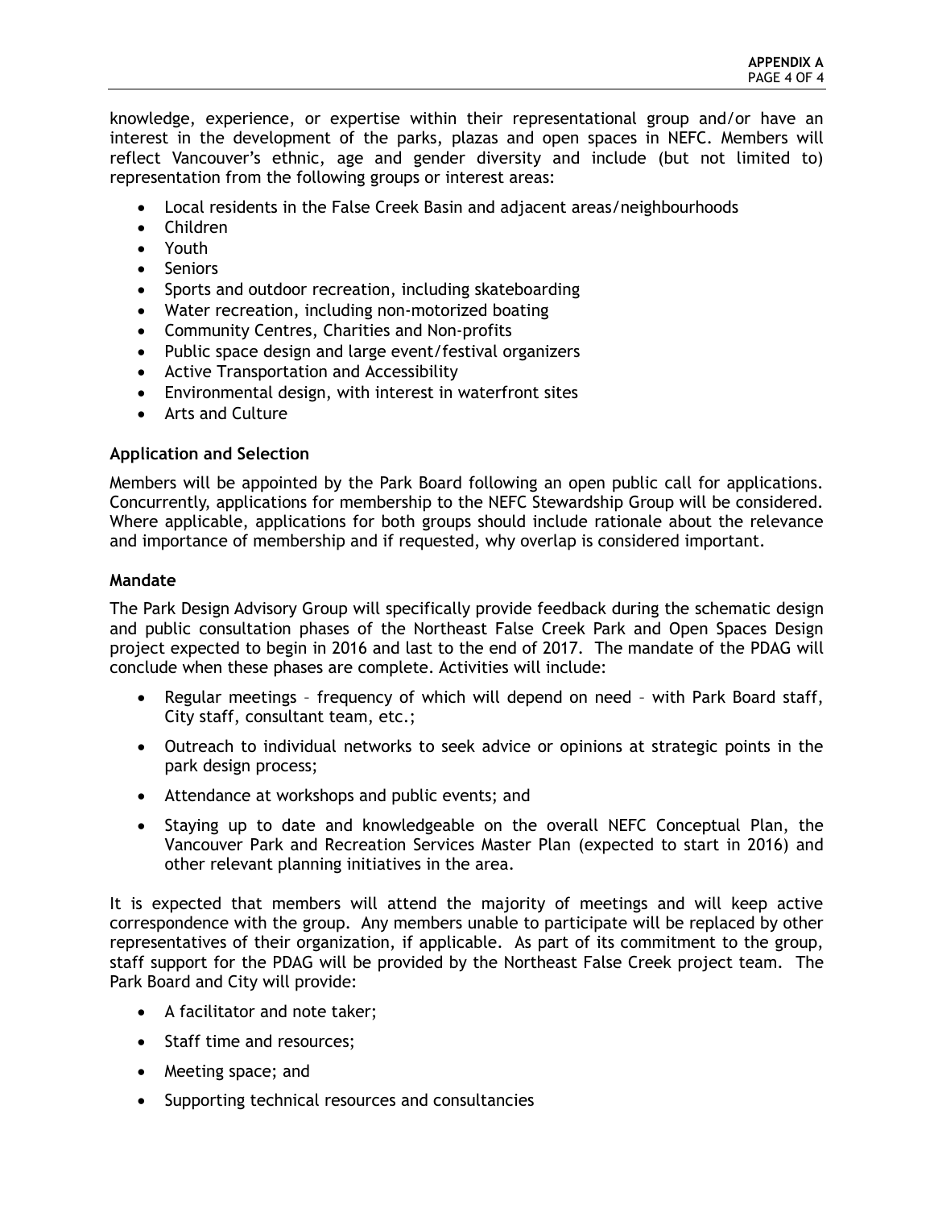knowledge, experience, or expertise within their representational group and/or have an interest in the development of the parks, plazas and open spaces in NEFC. Members will reflect Vancouver's ethnic, age and gender diversity and include (but not limited to) representation from the following groups or interest areas:

- Local residents in the False Creek Basin and adjacent areas/neighbourhoods
- Children
- Youth
- Seniors
- Sports and outdoor recreation, including skateboarding
- Water recreation, including non-motorized boating
- Community Centres, Charities and Non-profits
- Public space design and large event/festival organizers
- Active Transportation and Accessibility
- Environmental design, with interest in waterfront sites
- Arts and Culture

**Application and Selection**

Members will be appointed by the Park Board following an open public call for applications. Concurrently, applications for membership to the NEFC Stewardship Group will be considered. Where applicable, applications for both groups should include rationale about the relevance and importance of membership and if requested, why overlap is considered important.

**Mandate**

The Park Design Advisory Group will specifically provide feedback during the schematic design and public consultation phases of the Northeast False Creek Park and Open Spaces Design project expected to begin in 2016 and last to the end of 2017. The mandate of the PDAG will conclude when these phases are complete. Activities will include:

- Regular meetings – frequency of which will depend on need – with Park Board staff, City staff, consultant team, etc.;
- Outreach to individual networks to seek advice or opinions at strategic points in the park design process;
- Attendance at workshops and public events; and
- Staying up to date and knowledgeable on the overall NEFC Conceptual Plan, the Vancouver Park and Recreation Services Master Plan (expected to start in 2016) and other relevant planning initiatives in the area.

It is expected that members will attend the majority of meetings and will keep active correspondence with the group. Any members unable to participate will be replaced by other representatives of their organization, if applicable. As part of its commitment to the group, staff support for the PDAG will be provided by the Northeast False Creek project team. The Park Board and City will provide:

- A facilitator and note taker;
- Staff time and resources;
- Meeting space; and
- Supporting technical resources and consultancies